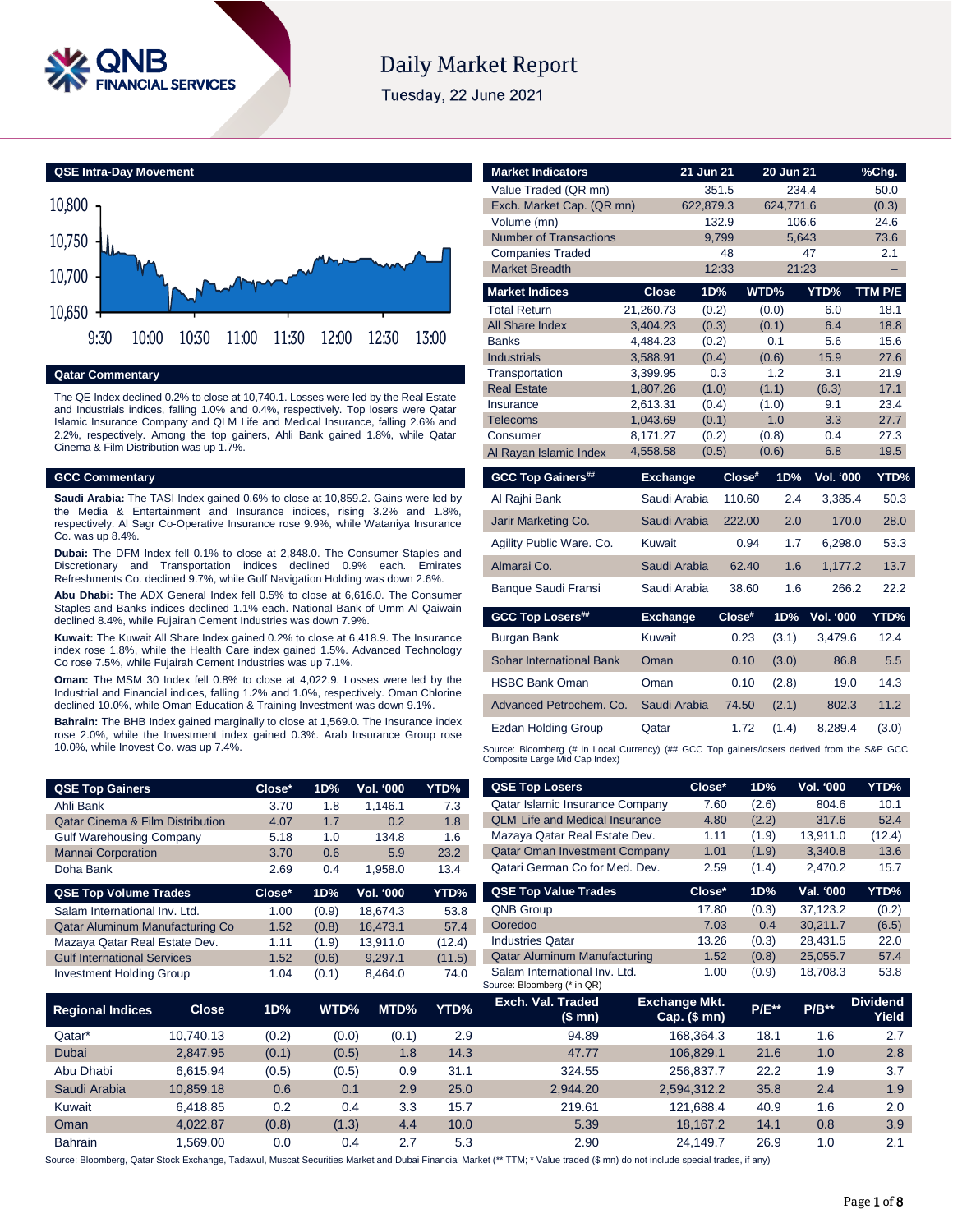# Daily Market Report

Tuesday, 22 June 2021

## QSE Intra-Day Movement

## Qatar Commentary

The QE Index declined 0.2% to close at 10,740.1. Losses were led by the Real Estate and Industrials indices, falling 1.0% and 0.4%, respectively. Top losers were Qatar Islamic Insurance Company and QLM Life and Medical Insurance, falling 2.6% and 2.2%, respectively. Among the top gainers, Ahli Bank gained 1.8%, while Qatar Cinema & Film Distribution was up 1.7%.

## GCC Commentary

**Saudi Arabia:** The TASI Index gained 0.6% to close at 10,859.2. Gains were led by the Media & Entertainment and Insurance indices, rising 3.2% and 1.8%, respectively. Al Sagr Co-Operative Insurance rose 9.9%, while Wataniya Insurance Co. was up 8.4%.

**Dubai:** The DFM Index fell 0.1% to close at 2,848.0. The Consumer Staples and Discretionary and Transportation indices declined 0.9% each. Emirates Refreshments Co. declined 9.7%, while Gulf Navigation Holding was down 2.6%.

**Abu Dhabi:** The ADX General Index fell 0.5% to close at 6,616.0. The Consumer Staples and Banks indices declined 1.1% each. National Bank of Umm Al Qaiwain declined 8.4%, while Fujairah Cement Industries was down 7.9%.

**Kuwait:** The Kuwait All Share Index gained 0.2% to close at 6,418.9. The Insurance index rose 1.8%, while the Health Care index gained 1.5%. Advanced Technology Co rose 7.5%, while Fujairah Cement Industries was up 7.1%.

**Oman:** The MSM 30 Index fell 0.8% to close at 4,022.9. Losses were led by the Industrial and Financial indices, falling 1.2% and 1.0%, respectively. Oman Chlorine declined 10.0%, while Oman Education & Training Investment was down 9.1%.

**Bahrain:** The BHB Index gained marginally to close at 1,569.0. The Insurance index rose 2.0%, while the Investment index gained 0.3%. Arab Insurance Group rose 10.0%, while Inovest Co. was up 7.4%.

| Market Indicators | 21 Jun 21 | 20 Jun 21 | %Chg. |
|---|---|---|---|
| Value Traded (QR mn) | 351.5 | 234.4 | 50.0 |
| Exch. Market Cap. (QR mn) | 622,879.3 | 624,771.6 | (0.3) |
| Volume (mn) | 132.9 | 106.6 | 24.6 |
| Number of Transactions | 9,799 | 5,643 | 73.6 |
| Companies Traded | 48 | 47 | 2.1 |
| Market Breadth | 12:33 | 21:23 | – |

| Market Indices | Close | 1D% | WTD% | YTD% | TTM P/E |
|---|---|---|---|---|---|
| Total Return | 21,260.73 | (0.2) | (0.0) | 6.0 | 18.1 |
| All Share Index | 3,404.23 | (0.3) | (0.1) | 6.4 | 18.8 |
| Banks | 4,484.23 | (0.2) | 0.1 | 5.6 | 15.6 |
| Industrials | 3,588.91 | (0.4) | (0.6) | 15.9 | 27.6 |
| Transportation | 3,399.95 | 0.3 | 1.2 | 3.1 | 21.9 |
| Real Estate | 1,807.26 | (1.0) | (1.1) | (6.3) | 17.1 |
| Insurance | 2,613.31 | (0.4) | (1.0) | 9.1 | 23.4 |
| Telecoms | 1,043.69 | (0.1) | 1.0 | 3.3 | 27.7 |
| Consumer | 8,171.27 | (0.2) | (0.8) | 0.4 | 27.3 |
| Al Rayan Islamic Index | 4,558.58 | (0.5) | (0.6) | 6.8 | 19.5 |

| GCC Top Gainers## | Exchange | Close# | 1D% | Vol. '000 | YTD% |
|---|---|---|---|---|---|
| Al Rajhi Bank | Saudi Arabia | 110.60 | 2.4 | 3,385.4 | 50.3 |
| Jarir Marketing Co. | Saudi Arabia | 222.00 | 2.0 | 170.0 | 28.0 |
| Agility Public Ware. Co. | Kuwait | 0.94 | 1.7 | 6,298.0 | 53.3 |
| Almarai Co. | Saudi Arabia | 62.40 | 1.6 | 1,177.2 | 13.7 |
| Banque Saudi Fransi | Saudi Arabia | 38.60 | 1.6 | 266.2 | 22.2 |

| GCC Top Losers## | Exchange | Close# | 1D% | Vol. '000 | YTD% |
|---|---|---|---|---|---|
| Burgan Bank | Kuwait | 0.23 | (3.1) | 3,479.6 | 12.4 |
| Sohar International Bank | Oman | 0.10 | (3.0) | 86.8 | 5.5 |
| HSBC Bank Oman | Oman | 0.10 | (2.8) | 19.0 | 14.3 |
| Advanced Petrochem. Co. | Saudi Arabia | 74.50 | (2.1) | 802.3 | 11.2 |
| Ezdan Holding Group | Qatar | 1.72 | (1.4) | 8,289.4 | (3.0) |

Source: Bloomberg (# in Local Currency) (## GCC Top gainers/losers derived from the S&P GCC Composite Large Mid Cap Index)

| QSE Top Gainers | Close* | 1D% | Vol. '000 | YTD% |
|---|---|---|---|---|
| Ahli Bank | 3.70 | 1.8 | 1,146.1 | 7.3 |
| Qatar Cinema & Film Distribution | 4.07 | 1.7 | 0.2 | 1.8 |
| Gulf Warehousing Company | 5.18 | 1.0 | 134.8 | 1.6 |
| Mannai Corporation | 3.70 | 0.6 | 5.9 | 23.2 |
| Doha Bank | 2.69 | 0.4 | 1,958.0 | 13.4 |

| QSE Top Volume Trades | Close* | 1D% | Vol. '000 | YTD% |
|---|---|---|---|---|
| Salam International Inv. Ltd. | 1.00 | (0.9) | 18,674.3 | 53.8 |
| Qatar Aluminum Manufacturing Co | 1.52 | (0.8) | 16,473.1 | 57.4 |
| Mazaya Qatar Real Estate Dev. | 1.11 | (1.9) | 13,911.0 | (12.4) |
| Gulf International Services | 1.52 | (0.6) | 9,297.1 | (11.5) |
| Investment Holding Group | 1.04 | (0.1) | 8,464.0 | 74.0 |

| QSE Top Losers | Close* | 1D% | Vol. '000 | YTD% |
|---|---|---|---|---|
| Qatar Islamic Insurance Company | 7.60 | (2.6) | 804.6 | 10.1 |
| QLM Life and Medical Insurance | 4.80 | (2.2) | 317.6 | 52.4 |
| Mazaya Qatar Real Estate Dev. | 1.11 | (1.9) | 13,911.0 | (12.4) |
| Qatar Oman Investment Company | 1.01 | (1.9) | 3,340.8 | 13.6 |
| Qatari German Co for Med. Dev. | 2.59 | (1.4) | 2,470.2 | 15.7 |

| QSE Top Value Trades | Close* | 1D% | Val. '000 | YTD% |
|---|---|---|---|---|
| QNB Group | 17.80 | (0.3) | 37,123.2 | (0.2) |
| Ooredoo | 7.03 | 0.4 | 30,211.7 | (6.5) |
| Industries Qatar | 13.26 | (0.3) | 28,431.5 | 22.0 |
| Qatar Aluminum Manufacturing | 1.52 | (0.8) | 25,055.7 | 57.4 |
| Salam International Inv. Ltd. | 1.00 | (0.9) | 18,708.3 | 53.8 |

Source: Bloomberg (* in QR)

| Regional Indices | Close | 1D% | WTD% | MTD% | YTD% | Exch. Val. Traded ($ mn) | Exchange Mkt. Cap. ($ mn) | P/E** | P/B** | Dividend Yield |
|---|---|---|---|---|---|---|---|---|---|---|
| Qatar* | 10,740.13 | (0.2) | (0.0) | (0.1) | 2.9 | 94.89 | 168,364.3 | 18.1 | 1.6 | 2.7 |
| Dubai | 2,847.95 | (0.1) | (0.5) | 1.8 | 14.3 | 47.77 | 106,829.1 | 21.6 | 1.0 | 2.8 |
| Abu Dhabi | 6,615.94 | (0.5) | (0.5) | 0.9 | 31.1 | 324.55 | 256,837.7 | 22.2 | 1.9 | 3.7 |
| Saudi Arabia | 10,859.18 | 0.6 | 0.1 | 2.9 | 25.0 | 2,944.20 | 2,594,312.2 | 35.8 | 2.4 | 1.9 |
| Kuwait | 6,418.85 | 0.2 | 0.4 | 3.3 | 15.7 | 219.61 | 121,688.4 | 40.9 | 1.6 | 2.0 |
| Oman | 4,022.87 | (0.8) | (1.3) | 4.4 | 10.0 | 5.39 | 18,167.2 | 14.1 | 0.8 | 3.9 |
| Bahrain | 1,569.00 | 0.0 | 0.4 | 2.7 | 5.3 | 2.90 | 24,149.7 | 26.9 | 1.0 | 2.1 |

Source: Bloomberg, Qatar Stock Exchange, Tadawul, Muscat Securities Market and Dubai Financial Market (** TTM; * Value traded ($ mn) do not include special trades, if any)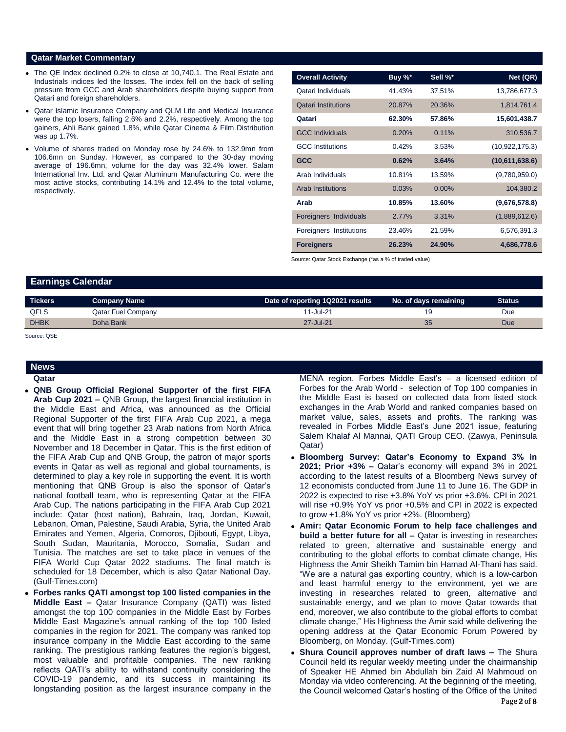## Qatar Market Commentary

- The QE Index declined 0.2% to close at 10,740.1. The Real Estate and Industrials indices led the losses. The index fell on the back of selling pressure from GCC and Arab shareholders despite buying support from Qatari and foreign shareholders.
- Qatar Islamic Insurance Company and QLM Life and Medical Insurance were the top losers, falling 2.6% and 2.2%, respectively. Among the top gainers, Ahli Bank gained 1.8%, while Qatar Cinema & Film Distribution was up 1.7%.
- Volume of shares traded on Monday rose by 24.6% to 132.9mn from 106.6mn on Sunday. However, as compared to the 30-day moving average of 196.6mn, volume for the day was 32.4% lower. Salam International Inv. Ltd. and Qatar Aluminum Manufacturing Co. were the most active stocks, contributing 14.1% and 12.4% to the total volume, respectively.

| Overall Activity | Buy %* | Sell %* | Net (QR) |
|---|---|---|---|
| Qatari Individuals | 41.43% | 37.51% | 13,786,677.3 |
| Qatari Institutions | 20.87% | 20.36% | 1,814,761.4 |
| **Qatari** | **62.30%** | **57.86%** | **15,601,438.7** |
| GCC Individuals | 0.20% | 0.11% | 310,536.7 |
| GCC Institutions | 0.42% | 3.53% | (10,922,175.3) |
| **GCC** | **0.62%** | **3.64%** | **(10,611,638.6)** |
| Arab Individuals | 10.81% | 13.59% | (9,780,959.0) |
| Arab Institutions | 0.03% | 0.00% | 104,380.2 |
| **Arab** | **10.85%** | **13.60%** | **(9,676,578.8)** |
| Foreigners Individuals | 2.77% | 3.31% | (1,889,612.6) |
| Foreigners Institutions | 23.46% | 21.59% | 6,576,391.3 |
| **Foreigners** | **26.23%** | **24.90%** | **4,686,778.6** |

Source: Qatar Stock Exchange (*as a % of traded value)

## Earnings Calendar

| Tickers | Company Name | Date of reporting 1Q2021 results | No. of days remaining | Status |
|---|---|---|---|---|
| QFLS | Qatar Fuel Company | 11-Jul-21 | 19 | Due |
| DHBK | Doha Bank | 27-Jul-21 | 35 | Due |

Source: QSE

## News

### Qatar

- **QNB Group Official Regional Supporter of the first FIFA Arab Cup 2021 –** QNB Group, the largest financial institution in the Middle East and Africa, was announced as the Official Regional Supporter of the first FIFA Arab Cup 2021, a mega event that will bring together 23 Arab nations from North Africa and the Middle East in a strong competition between 30 November and 18 December in Qatar. This is the first edition of the FIFA Arab Cup and QNB Group, the patron of major sports events in Qatar as well as regional and global tournaments, is determined to play a key role in supporting the event. It is worth mentioning that QNB Group is also the sponsor of Qatar's national football team, who is representing Qatar at the FIFA Arab Cup. The nations participating in the FIFA Arab Cup 2021 include: Qatar (host nation), Bahrain, Iraq, Jordan, Kuwait, Lebanon, Oman, Palestine, Saudi Arabia, Syria, the United Arab Emirates and Yemen, Algeria, Comoros, Djibouti, Egypt, Libya, South Sudan, Mauritania, Morocco, Somalia, Sudan and Tunisia. The matches are set to take place in venues of the FIFA World Cup Qatar 2022 stadiums. The final match is scheduled for 18 December, which is also Qatar National Day. (Gulf-Times.com)
- **Forbes ranks QATI amongst top 100 listed companies in the Middle East –** Qatar Insurance Company (QATI) was listed amongst the top 100 companies in the Middle East by Forbes Middle East Magazine's annual ranking of the top 100 listed companies in the region for 2021. The company was ranked top insurance company in the Middle East according to the same ranking. The prestigious ranking features the region's biggest, most valuable and profitable companies. The new ranking reflects QATI's ability to withstand continuity considering the COVID-19 pandemic, and its success in maintaining its longstanding position as the largest insurance company in the MENA region. Forbes Middle East's – a licensed edition of Forbes for the Arab World - selection of Top 100 companies in the Middle East is based on collected data from listed stock exchanges in the Arab World and ranked companies based on market value, sales, assets and profits. The ranking was revealed in Forbes Middle East's June 2021 issue, featuring Salem Khalaf Al Mannai, QATI Group CEO. (Zawya, Peninsula Qatar)
- **Bloomberg Survey: Qatar's Economy to Expand 3% in 2021; Prior +3% –** Qatar's economy will expand 3% in 2021 according to the latest results of a Bloomberg News survey of 12 economists conducted from June 11 to June 16. The GDP in 2022 is expected to rise +3.8% YoY vs prior +3.6%. CPI in 2021 will rise +0.9% YoY vs prior +0.5% and CPI in 2022 is expected to grow +1.8% YoY vs prior +2%. (Bloomberg)
- **Amir: Qatar Economic Forum to help face challenges and build a better future for all –** Qatar is investing in researches related to green, alternative and sustainable energy and contributing to the global efforts to combat climate change, His Highness the Amir Sheikh Tamim bin Hamad Al-Thani has said. "We are a natural gas exporting country, which is a low-carbon and least harmful energy to the environment, yet we are investing in researches related to green, alternative and sustainable energy, and we plan to move Qatar towards that end, moreover, we also contribute to the global efforts to combat climate change," His Highness the Amir said while delivering the opening address at the Qatar Economic Forum Powered by Bloomberg, on Monday. (Gulf-Times.com)
- **Shura Council approves number of draft laws –** The Shura Council held its regular weekly meeting under the chairmanship of Speaker HE Ahmed bin Abdullah bin Zaid Al Mahmoud on Monday via video conferencing. At the beginning of the meeting, the Council welcomed Qatar's hosting of the Office of the United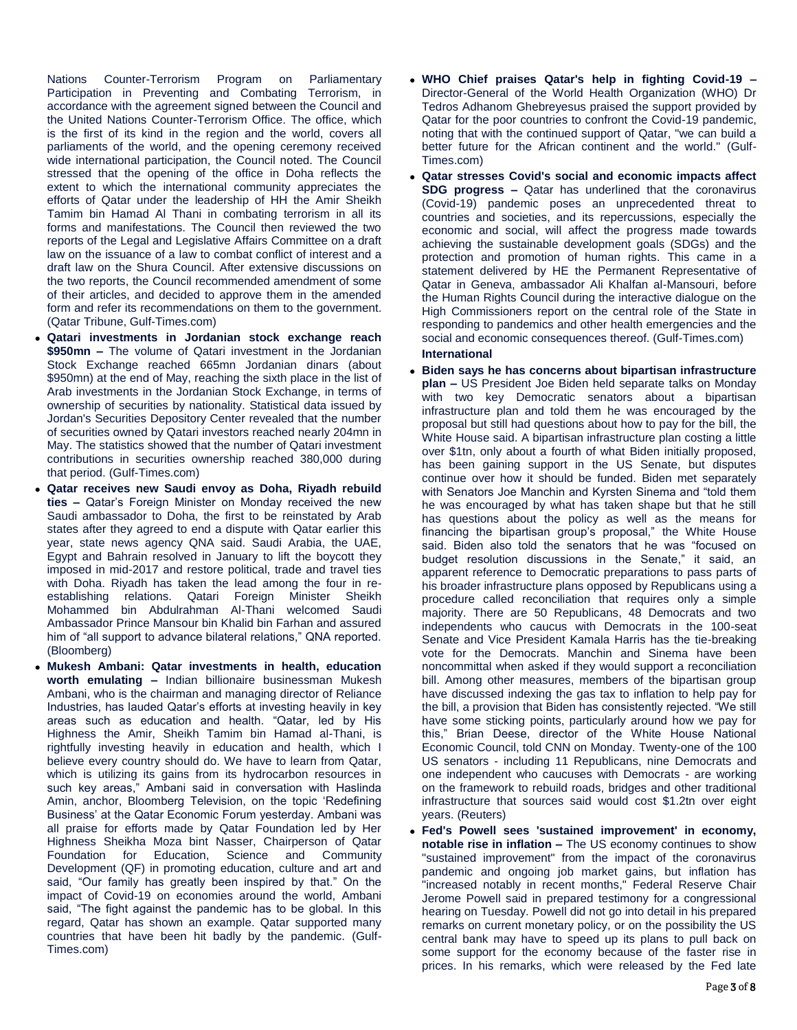Nations Counter-Terrorism Program on Parliamentary Participation in Preventing and Combating Terrorism, in accordance with the agreement signed between the Council and the United Nations Counter-Terrorism Office. The office, which is the first of its kind in the region and the world, covers all parliaments of the world, and the opening ceremony received wide international participation, the Council noted. The Council stressed that the opening of the office in Doha reflects the extent to which the international community appreciates the efforts of Qatar under the leadership of HH the Amir Sheikh Tamim bin Hamad Al Thani in combating terrorism in all its forms and manifestations. The Council then reviewed the two reports of the Legal and Legislative Affairs Committee on a draft law on the issuance of a law to combat conflict of interest and a draft law on the Shura Council. After extensive discussions on the two reports, the Council recommended amendment of some of their articles, and decided to approve them in the amended form and refer its recommendations on them to the government. (Qatar Tribune, Gulf-Times.com)

- **Qatari investments in Jordanian stock exchange reach $950mn –** The volume of Qatari investment in the Jordanian Stock Exchange reached 665mn Jordanian dinars (about $950mn) at the end of May, reaching the sixth place in the list of Arab investments in the Jordanian Stock Exchange, in terms of ownership of securities by nationality. Statistical data issued by Jordan's Securities Depository Center revealed that the number of securities owned by Qatari investors reached nearly 204mn in May. The statistics showed that the number of Qatari investment contributions in securities ownership reached 380,000 during that period. (Gulf-Times.com)
- **Qatar receives new Saudi envoy as Doha, Riyadh rebuild ties –** Qatar's Foreign Minister on Monday received the new Saudi ambassador to Doha, the first to be reinstated by Arab states after they agreed to end a dispute with Qatar earlier this year, state news agency QNA said. Saudi Arabia, the UAE, Egypt and Bahrain resolved in January to lift the boycott they imposed in mid-2017 and restore political, trade and travel ties with Doha. Riyadh has taken the lead among the four in re-establishing relations. Qatari Foreign Minister Sheikh Mohammed bin Abdulrahman Al-Thani welcomed Saudi Ambassador Prince Mansour bin Khalid bin Farhan and assured him of "all support to advance bilateral relations," QNA reported. (Bloomberg)
- **Mukesh Ambani: Qatar investments in health, education worth emulating –** Indian billionaire businessman Mukesh Ambani, who is the chairman and managing director of Reliance Industries, has lauded Qatar's efforts at investing heavily in key areas such as education and health. "Qatar, led by His Highness the Amir, Sheikh Tamim bin Hamad al-Thani, is rightfully investing heavily in education and health, which I believe every country should do. We have to learn from Qatar, which is utilizing its gains from its hydrocarbon resources in such key areas," Ambani said in conversation with Haslinda Amin, anchor, Bloomberg Television, on the topic 'Redefining Business' at the Qatar Economic Forum yesterday. Ambani was all praise for efforts made by Qatar Foundation led by Her Highness Sheikha Moza bint Nasser, Chairperson of Qatar Foundation for Education, Science and Community Development (QF) in promoting education, culture and art and said, "Our family has greatly been inspired by that." On the impact of Covid-19 on economies around the world, Ambani said, "The fight against the pandemic has to be global. In this regard, Qatar has shown an example. Qatar supported many countries that have been hit badly by the pandemic. (Gulf-Times.com)
- **WHO Chief praises Qatar's help in fighting Covid-19 –** Director-General of the World Health Organization (WHO) Dr Tedros Adhanom Ghebreyesus praised the support provided by Qatar for the poor countries to confront the Covid-19 pandemic, noting that with the continued support of Qatar, "we can build a better future for the African continent and the world." (Gulf-Times.com)
- **Qatar stresses Covid's social and economic impacts affect SDG progress –** Qatar has underlined that the coronavirus (Covid-19) pandemic poses an unprecedented threat to countries and societies, and its repercussions, especially the economic and social, will affect the progress made towards achieving the sustainable development goals (SDGs) and the protection and promotion of human rights. This came in a statement delivered by HE the Permanent Representative of Qatar in Geneva, ambassador Ali Khalfan al-Mansouri, before the Human Rights Council during the interactive dialogue on the High Commissioners report on the central role of the State in responding to pandemics and other health emergencies and the social and economic consequences thereof. (Gulf-Times.com)

**International**

- **Biden says he has concerns about bipartisan infrastructure plan –** US President Joe Biden held separate talks on Monday with two key Democratic senators about a bipartisan infrastructure plan and told them he was encouraged by the proposal but still had questions about how to pay for the bill, the White House said. A bipartisan infrastructure plan costing a little over $1tn, only about a fourth of what Biden initially proposed, has been gaining support in the US Senate, but disputes continue over how it should be funded. Biden met separately with Senators Joe Manchin and Kyrsten Sinema and "told them he was encouraged by what has taken shape but that he still has questions about the policy as well as the means for financing the bipartisan group's proposal," the White House said. Biden also told the senators that he was "focused on budget resolution discussions in the Senate," it said, an apparent reference to Democratic preparations to pass parts of his broader infrastructure plans opposed by Republicans using a procedure called reconciliation that requires only a simple majority. There are 50 Republicans, 48 Democrats and two independents who caucus with Democrats in the 100-seat Senate and Vice President Kamala Harris has the tie-breaking vote for the Democrats. Manchin and Sinema have been noncommittal when asked if they would support a reconciliation bill. Among other measures, members of the bipartisan group have discussed indexing the gas tax to inflation to help pay for the bill, a provision that Biden has consistently rejected. "We still have some sticking points, particularly around how we pay for this," Brian Deese, director of the White House National Economic Council, told CNN on Monday. Twenty-one of the 100 US senators - including 11 Republicans, nine Democrats and one independent who caucuses with Democrats - are working on the framework to rebuild roads, bridges and other traditional infrastructure that sources said would cost $1.2tn over eight years. (Reuters)
- **Fed's Powell sees 'sustained improvement' in economy, notable rise in inflation –** The US economy continues to show "sustained improvement" from the impact of the coronavirus pandemic and ongoing job market gains, but inflation has "increased notably in recent months," Federal Reserve Chair Jerome Powell said in prepared testimony for a congressional hearing on Tuesday. Powell did not go into detail in his prepared remarks on current monetary policy, or on the possibility the US central bank may have to speed up its plans to pull back on some support for the economy because of the faster rise in prices. In his remarks, which were released by the Fed late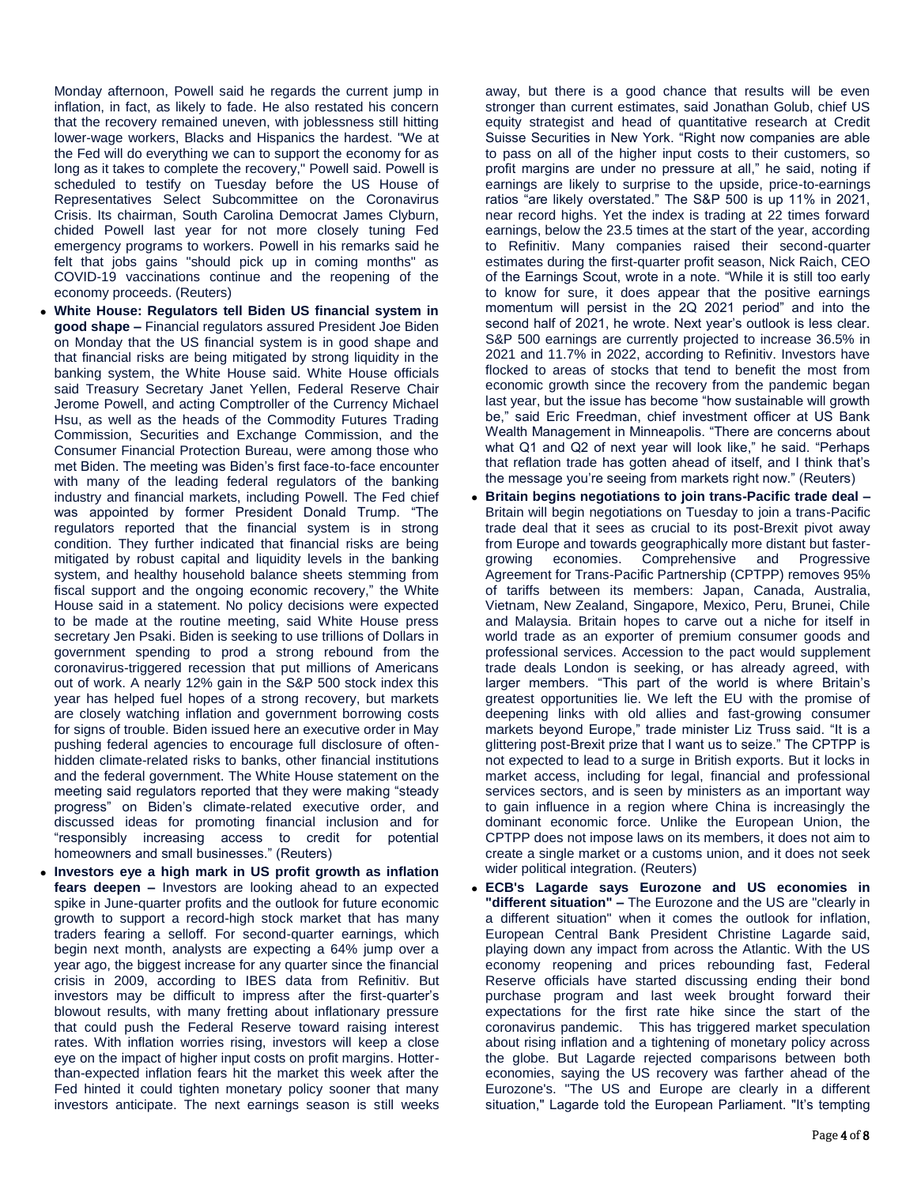Monday afternoon, Powell said he regards the current jump in inflation, in fact, as likely to fade. He also restated his concern that the recovery remained uneven, with joblessness still hitting lower-wage workers, Blacks and Hispanics the hardest. "We at the Fed will do everything we can to support the economy for as long as it takes to complete the recovery," Powell said. Powell is scheduled to testify on Tuesday before the US House of Representatives Select Subcommittee on the Coronavirus Crisis. Its chairman, South Carolina Democrat James Clyburn, chided Powell last year for not more closely tuning Fed emergency programs to workers. Powell in his remarks said he felt that jobs gains "should pick up in coming months" as COVID-19 vaccinations continue and the reopening of the economy proceeds. (Reuters)

- **White House: Regulators tell Biden US financial system in good shape –** Financial regulators assured President Joe Biden on Monday that the US financial system is in good shape and that financial risks are being mitigated by strong liquidity in the banking system, the White House said. White House officials said Treasury Secretary Janet Yellen, Federal Reserve Chair Jerome Powell, and acting Comptroller of the Currency Michael Hsu, as well as the heads of the Commodity Futures Trading Commission, Securities and Exchange Commission, and the Consumer Financial Protection Bureau, were among those who met Biden. The meeting was Biden's first face-to-face encounter with many of the leading federal regulators of the banking industry and financial markets, including Powell. The Fed chief was appointed by former President Donald Trump. "The regulators reported that the financial system is in strong condition. They further indicated that financial risks are being mitigated by robust capital and liquidity levels in the banking system, and healthy household balance sheets stemming from fiscal support and the ongoing economic recovery," the White House said in a statement. No policy decisions were expected to be made at the routine meeting, said White House press secretary Jen Psaki. Biden is seeking to use trillions of Dollars in government spending to prod a strong rebound from the coronavirus-triggered recession that put millions of Americans out of work. A nearly 12% gain in the S&P 500 stock index this year has helped fuel hopes of a strong recovery, but markets are closely watching inflation and government borrowing costs for signs of trouble. Biden issued here an executive order in May pushing federal agencies to encourage full disclosure of often-hidden climate-related risks to banks, other financial institutions and the federal government. The White House statement on the meeting said regulators reported that they were making "steady progress" on Biden's climate-related executive order, and discussed ideas for promoting financial inclusion and for "responsibly increasing access to credit for potential homeowners and small businesses." (Reuters)
- **Investors eye a high mark in US profit growth as inflation fears deepen –** Investors are looking ahead to an expected spike in June-quarter profits and the outlook for future economic growth to support a record-high stock market that has many traders fearing a selloff. For second-quarter earnings, which begin next month, analysts are expecting a 64% jump over a year ago, the biggest increase for any quarter since the financial crisis in 2009, according to IBES data from Refinitiv. But investors may be difficult to impress after the first-quarter's blowout results, with many fretting about inflationary pressure that could push the Federal Reserve toward raising interest rates. With inflation worries rising, investors will keep a close eye on the impact of higher input costs on profit margins. Hotter-than-expected inflation fears hit the market this week after the Fed hinted it could tighten monetary policy sooner that many investors anticipate. The next earnings season is still weeks away, but there is a good chance that results will be even stronger than current estimates, said Jonathan Golub, chief US equity strategist and head of quantitative research at Credit Suisse Securities in New York. "Right now companies are able to pass on all of the higher input costs to their customers, so profit margins are under no pressure at all," he said, noting if earnings are likely to surprise to the upside, price-to-earnings ratios "are likely overstated." The S&P 500 is up 11% in 2021, near record highs. Yet the index is trading at 22 times forward earnings, below the 23.5 times at the start of the year, according to Refinitiv. Many companies raised their second-quarter estimates during the first-quarter profit season, Nick Raich, CEO of the Earnings Scout, wrote in a note. "While it is still too early to know for sure, it does appear that the positive earnings momentum will persist in the 2Q 2021 period" and into the second half of 2021, he wrote. Next year's outlook is less clear. S&P 500 earnings are currently projected to increase 36.5% in 2021 and 11.7% in 2022, according to Refinitiv. Investors have flocked to areas of stocks that tend to benefit the most from economic growth since the recovery from the pandemic began last year, but the issue has become "how sustainable will growth be," said Eric Freedman, chief investment officer at US Bank Wealth Management in Minneapolis. "There are concerns about what Q1 and Q2 of next year will look like," he said. "Perhaps that reflation trade has gotten ahead of itself, and I think that's the message you're seeing from markets right now." (Reuters)
- **Britain begins negotiations to join trans-Pacific trade deal –** Britain will begin negotiations on Tuesday to join a trans-Pacific trade deal that it sees as crucial to its post-Brexit pivot away from Europe and towards geographically more distant but faster-growing economies. Comprehensive and Progressive Agreement for Trans-Pacific Partnership (CPTPP) removes 95% of tariffs between its members: Japan, Canada, Australia, Vietnam, New Zealand, Singapore, Mexico, Peru, Brunei, Chile and Malaysia. Britain hopes to carve out a niche for itself in world trade as an exporter of premium consumer goods and professional services. Accession to the pact would supplement trade deals London is seeking, or has already agreed, with larger members. "This part of the world is where Britain's greatest opportunities lie. We left the EU with the promise of deepening links with old allies and fast-growing consumer markets beyond Europe," trade minister Liz Truss said. "It is a glittering post-Brexit prize that I want us to seize." The CPTPP is not expected to lead to a surge in British exports. But it locks in market access, including for legal, financial and professional services sectors, and is seen by ministers as an important way to gain influence in a region where China is increasingly the dominant economic force. Unlike the European Union, the CPTPP does not impose laws on its members, it does not aim to create a single market or a customs union, and it does not seek wider political integration. (Reuters)
- **ECB's Lagarde says Eurozone and US economies in "different situation" –** The Eurozone and the US are "clearly in a different situation" when it comes the outlook for inflation, European Central Bank President Christine Lagarde said, playing down any impact from across the Atlantic. With the US economy reopening and prices rebounding fast, Federal Reserve officials have started discussing ending their bond purchase program and last week brought forward their expectations for the first rate hike since the start of the coronavirus pandemic. This has triggered market speculation about rising inflation and a tightening of monetary policy across the globe. But Lagarde rejected comparisons between both economies, saying the US recovery was farther ahead of the Eurozone's. "The US and Europe are clearly in a different situation," Lagarde told the European Parliament. "It's tempting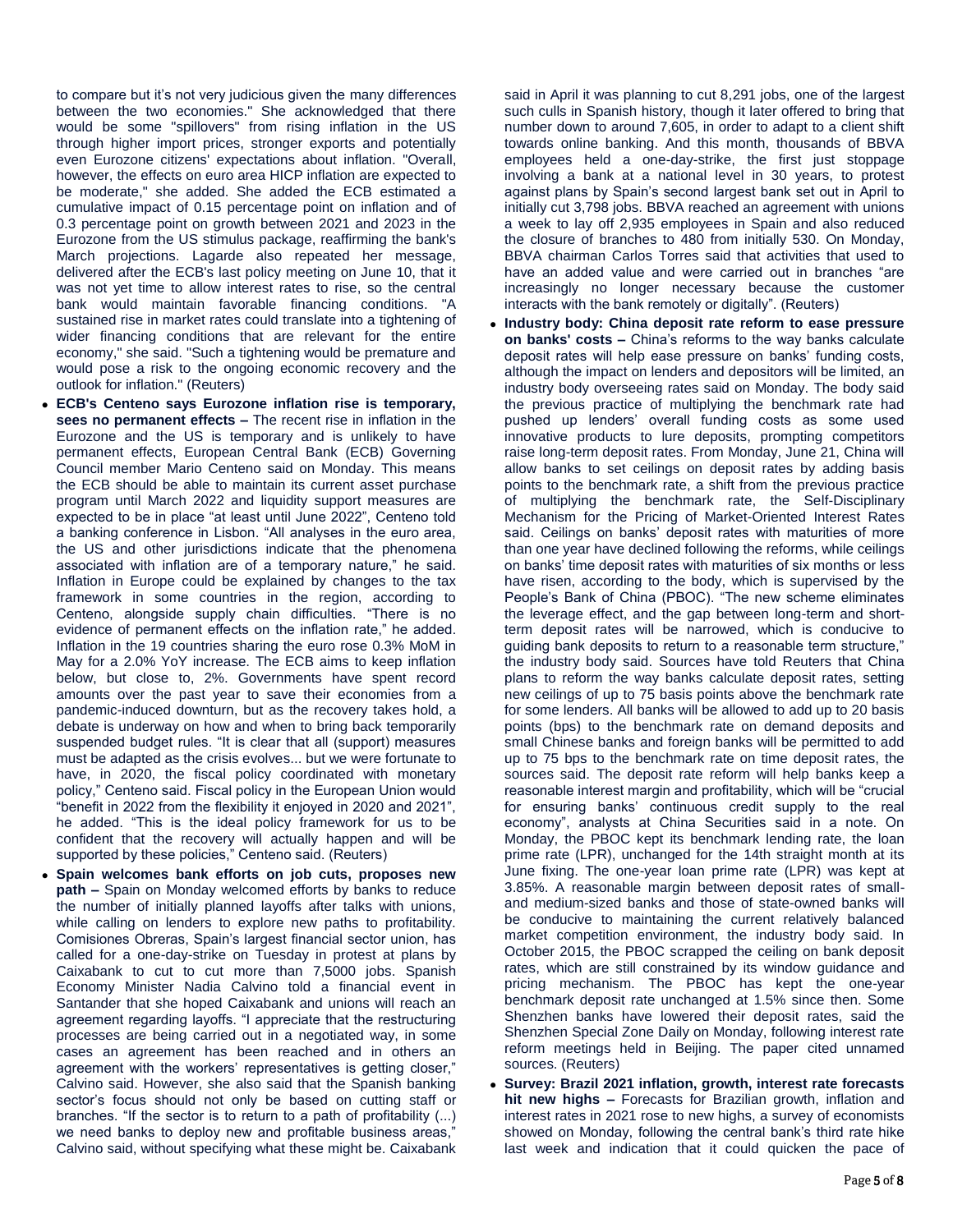to compare but it's not very judicious given the many differences between the two economies." She acknowledged that there would be some "spillovers" from rising inflation in the US through higher import prices, stronger exports and potentially even Eurozone citizens' expectations about inflation. "Overall, however, the effects on euro area HICP inflation are expected to be moderate," she added. She added the ECB estimated a cumulative impact of 0.15 percentage point on inflation and of 0.3 percentage point on growth between 2021 and 2023 in the Eurozone from the US stimulus package, reaffirming the bank's March projections. Lagarde also repeated her message, delivered after the ECB's last policy meeting on June 10, that it was not yet time to allow interest rates to rise, so the central bank would maintain favorable financing conditions. "A sustained rise in market rates could translate into a tightening of wider financing conditions that are relevant for the entire economy," she said. "Such a tightening would be premature and would pose a risk to the ongoing economic recovery and the outlook for inflation." (Reuters)

- **ECB's Centeno says Eurozone inflation rise is temporary, sees no permanent effects –** The recent rise in inflation in the Eurozone and the US is temporary and is unlikely to have permanent effects, European Central Bank (ECB) Governing Council member Mario Centeno said on Monday. This means the ECB should be able to maintain its current asset purchase program until March 2022 and liquidity support measures are expected to be in place "at least until June 2022", Centeno told a banking conference in Lisbon. "All analyses in the euro area, the US and other jurisdictions indicate that the phenomena associated with inflation are of a temporary nature," he said. Inflation in Europe could be explained by changes to the tax framework in some countries in the region, according to Centeno, alongside supply chain difficulties. "There is no evidence of permanent effects on the inflation rate," he added. Inflation in the 19 countries sharing the euro rose 0.3% MoM in May for a 2.0% YoY increase. The ECB aims to keep inflation below, but close to, 2%. Governments have spent record amounts over the past year to save their economies from a pandemic-induced downturn, but as the recovery takes hold, a debate is underway on how and when to bring back temporarily suspended budget rules. "It is clear that all (support) measures must be adapted as the crisis evolves... but we were fortunate to have, in 2020, the fiscal policy coordinated with monetary policy," Centeno said. Fiscal policy in the European Union would "benefit in 2022 from the flexibility it enjoyed in 2020 and 2021", he added. "This is the ideal policy framework for us to be confident that the recovery will actually happen and will be supported by these policies," Centeno said. (Reuters)
- **Spain welcomes bank efforts on job cuts, proposes new path –** Spain on Monday welcomed efforts by banks to reduce the number of initially planned layoffs after talks with unions, while calling on lenders to explore new paths to profitability. Comisiones Obreras, Spain's largest financial sector union, has called for a one-day-strike on Tuesday in protest at plans by Caixabank to cut to cut more than 7,5000 jobs. Spanish Economy Minister Nadia Calvino told a financial event in Santander that she hoped Caixabank and unions will reach an agreement regarding layoffs. "I appreciate that the restructuring processes are being carried out in a negotiated way, in some cases an agreement has been reached and in others an agreement with the workers' representatives is getting closer," Calvino said. However, she also said that the Spanish banking sector's focus should not only be based on cutting staff or branches. "If the sector is to return to a path of profitability (...) we need banks to deploy new and profitable business areas," Calvino said, without specifying what these might be. Caixabank said in April it was planning to cut 8,291 jobs, one of the largest such culls in Spanish history, though it later offered to bring that number down to around 7,605, in order to adapt to a client shift towards online banking. And this month, thousands of BBVA employees held a one-day-strike, the first just stoppage involving a bank at a national level in 30 years, to protest against plans by Spain's second largest bank set out in April to initially cut 3,798 jobs. BBVA reached an agreement with unions a week to lay off 2,935 employees in Spain and also reduced the closure of branches to 480 from initially 530. On Monday, BBVA chairman Carlos Torres said that activities that used to have an added value and were carried out in branches "are increasingly no longer necessary because the customer interacts with the bank remotely or digitally". (Reuters)
- **Industry body: China deposit rate reform to ease pressure on banks' costs –** China's reforms to the way banks calculate deposit rates will help ease pressure on banks' funding costs, although the impact on lenders and depositors will be limited, an industry body overseeing rates said on Monday. The body said the previous practice of multiplying the benchmark rate had pushed up lenders' overall funding costs as some used innovative products to lure deposits, prompting competitors raise long-term deposit rates. From Monday, June 21, China will allow banks to set ceilings on deposit rates by adding basis points to the benchmark rate, a shift from the previous practice of multiplying the benchmark rate, the Self-Disciplinary Mechanism for the Pricing of Market-Oriented Interest Rates said. Ceilings on banks' deposit rates with maturities of more than one year have declined following the reforms, while ceilings on banks' time deposit rates with maturities of six months or less have risen, according to the body, which is supervised by the People's Bank of China (PBOC). "The new scheme eliminates the leverage effect, and the gap between long-term and short-term deposit rates will be narrowed, which is conducive to guiding bank deposits to return to a reasonable term structure," the industry body said. Sources have told Reuters that China plans to reform the way banks calculate deposit rates, setting new ceilings of up to 75 basis points above the benchmark rate for some lenders. All banks will be allowed to add up to 20 basis points (bps) to the benchmark rate on demand deposits and small Chinese banks and foreign banks will be permitted to add up to 75 bps to the benchmark rate on time deposit rates, the sources said. The deposit rate reform will help banks keep a reasonable interest margin and profitability, which will be "crucial for ensuring banks' continuous credit supply to the real economy", analysts at China Securities said in a note. On Monday, the PBOC kept its benchmark lending rate, the loan prime rate (LPR), unchanged for the 14th straight month at its June fixing. The one-year loan prime rate (LPR) was kept at 3.85%. A reasonable margin between deposit rates of small- and medium-sized banks and those of state-owned banks will be conducive to maintaining the current relatively balanced market competition environment, the industry body said. In October 2015, the PBOC scrapped the ceiling on bank deposit rates, which are still constrained by its window guidance and pricing mechanism. The PBOC has kept the one-year benchmark deposit rate unchanged at 1.5% since then. Some Shenzhen banks have lowered their deposit rates, said the Shenzhen Special Zone Daily on Monday, following interest rate reform meetings held in Beijing. The paper cited unnamed sources. (Reuters)
- **Survey: Brazil 2021 inflation, growth, interest rate forecasts hit new highs –** Forecasts for Brazilian growth, inflation and interest rates in 2021 rose to new highs, a survey of economists showed on Monday, following the central bank's third rate hike last week and indication that it could quicken the pace of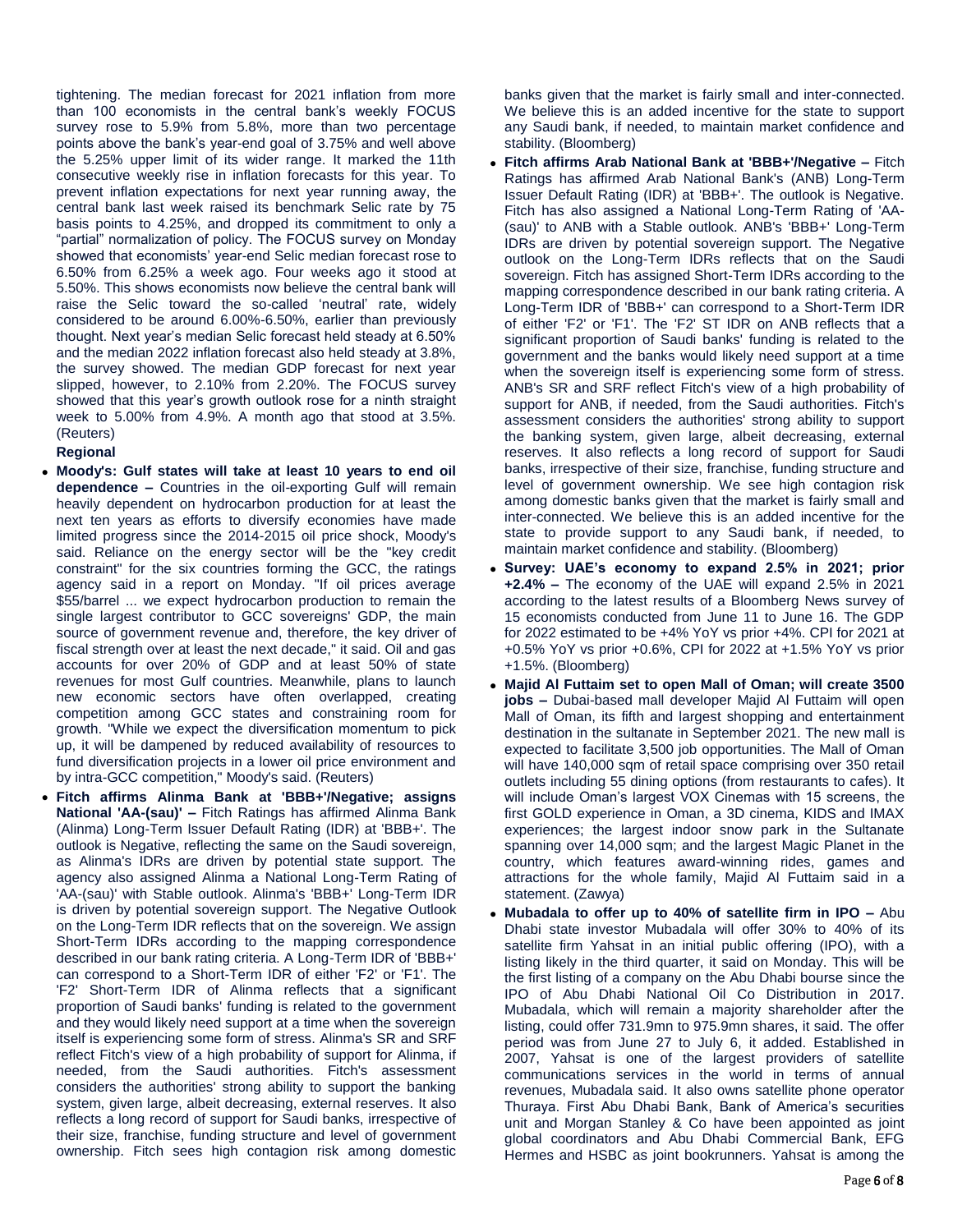tightening. The median forecast for 2021 inflation from more than 100 economists in the central bank's weekly FOCUS survey rose to 5.9% from 5.8%, more than two percentage points above the bank's year-end goal of 3.75% and well above the 5.25% upper limit of its wider range. It marked the 11th consecutive weekly rise in inflation forecasts for this year. To prevent inflation expectations for next year running away, the central bank last week raised its benchmark Selic rate by 75 basis points to 4.25%, and dropped its commitment to only a "partial" normalization of policy. The FOCUS survey on Monday showed that economists' year-end Selic median forecast rose to 6.50% from 6.25% a week ago. Four weeks ago it stood at 5.50%. This shows economists now believe the central bank will raise the Selic toward the so-called 'neutral' rate, widely considered to be around 6.00%-6.50%, earlier than previously thought. Next year's median Selic forecast held steady at 6.50% and the median 2022 inflation forecast also held steady at 3.8%, the survey showed. The median GDP forecast for next year slipped, however, to 2.10% from 2.20%. The FOCUS survey showed that this year's growth outlook rose for a ninth straight week to 5.00% from 4.9%. A month ago that stood at 3.5%. (Reuters)

**Regional**

- **Moody's: Gulf states will take at least 10 years to end oil dependence –** Countries in the oil-exporting Gulf will remain heavily dependent on hydrocarbon production for at least the next ten years as efforts to diversify economies have made limited progress since the 2014-2015 oil price shock, Moody's said. Reliance on the energy sector will be the "key credit constraint" for the six countries forming the GCC, the ratings agency said in a report on Monday. "If oil prices average $55/barrel ... we expect hydrocarbon production to remain the single largest contributor to GCC sovereigns' GDP, the main source of government revenue and, therefore, the key driver of fiscal strength over at least the next decade," it said. Oil and gas accounts for over 20% of GDP and at least 50% of state revenues for most Gulf countries. Meanwhile, plans to launch new economic sectors have often overlapped, creating competition among GCC states and constraining room for growth. "While we expect the diversification momentum to pick up, it will be dampened by reduced availability of resources to fund diversification projects in a lower oil price environment and by intra-GCC competition," Moody's said. (Reuters)
- **Fitch affirms Alinma Bank at 'BBB+'/Negative; assigns National 'AA-(sau)' –** Fitch Ratings has affirmed Alinma Bank (Alinma) Long-Term Issuer Default Rating (IDR) at 'BBB+'. The outlook is Negative, reflecting the same on the Saudi sovereign, as Alinma's IDRs are driven by potential state support. The agency also assigned Alinma a National Long-Term Rating of 'AA-(sau)' with Stable outlook. Alinma's 'BBB+' Long-Term IDR is driven by potential sovereign support. The Negative Outlook on the Long-Term IDR reflects that on the sovereign. We assign Short-Term IDRs according to the mapping correspondence described in our bank rating criteria. A Long-Term IDR of 'BBB+' can correspond to a Short-Term IDR of either 'F2' or 'F1'. The 'F2' Short-Term IDR of Alinma reflects that a significant proportion of Saudi banks' funding is related to the government and they would likely need support at a time when the sovereign itself is experiencing some form of stress. Alinma's SR and SRF reflect Fitch's view of a high probability of support for Alinma, if needed, from the Saudi authorities. Fitch's assessment considers the authorities' strong ability to support the banking system, given large, albeit decreasing, external reserves. It also reflects a long record of support for Saudi banks, irrespective of their size, franchise, funding structure and level of government ownership. Fitch sees high contagion risk among domestic banks given that the market is fairly small and inter-connected. We believe this is an added incentive for the state to support any Saudi bank, if needed, to maintain market confidence and stability. (Bloomberg)
- **Fitch affirms Arab National Bank at 'BBB+'/Negative –** Fitch Ratings has affirmed Arab National Bank's (ANB) Long-Term Issuer Default Rating (IDR) at 'BBB+'. The outlook is Negative. Fitch has also assigned a National Long-Term Rating of 'AA-(sau)' to ANB with a Stable outlook. ANB's 'BBB+' Long-Term IDRs are driven by potential sovereign support. The Negative outlook on the Long-Term IDRs reflects that on the Saudi sovereign. Fitch has assigned Short-Term IDRs according to the mapping correspondence described in our bank rating criteria. A Long-Term IDR of 'BBB+' can correspond to a Short-Term IDR of either 'F2' or 'F1'. The 'F2' ST IDR on ANB reflects that a significant proportion of Saudi banks' funding is related to the government and the banks would likely need support at a time when the sovereign itself is experiencing some form of stress. ANB's SR and SRF reflect Fitch's view of a high probability of support for ANB, if needed, from the Saudi authorities. Fitch's assessment considers the authorities' strong ability to support the banking system, given large, albeit decreasing, external reserves. It also reflects a long record of support for Saudi banks, irrespective of their size, franchise, funding structure and level of government ownership. We see high contagion risk among domestic banks given that the market is fairly small and inter-connected. We believe this is an added incentive for the state to provide support to any Saudi bank, if needed, to maintain market confidence and stability. (Bloomberg)
- **Survey: UAE's economy to expand 2.5% in 2021; prior +2.4% –** The economy of the UAE will expand 2.5% in 2021 according to the latest results of a Bloomberg News survey of 15 economists conducted from June 11 to June 16. The GDP for 2022 estimated to be +4% YoY vs prior +4%. CPI for 2021 at +0.5% YoY vs prior +0.6%, CPI for 2022 at +1.5% YoY vs prior +1.5%. (Bloomberg)
- **Majid Al Futtaim set to open Mall of Oman; will create 3500 jobs –** Dubai-based mall developer Majid Al Futtaim will open Mall of Oman, its fifth and largest shopping and entertainment destination in the sultanate in September 2021. The new mall is expected to facilitate 3,500 job opportunities. The Mall of Oman will have 140,000 sqm of retail space comprising over 350 retail outlets including 55 dining options (from restaurants to cafes). It will include Oman's largest VOX Cinemas with 15 screens, the first GOLD experience in Oman, a 3D cinema, KIDS and IMAX experiences; the largest indoor snow park in the Sultanate spanning over 14,000 sqm; and the largest Magic Planet in the country, which features award-winning rides, games and attractions for the whole family, Majid Al Futtaim said in a statement. (Zawya)
- **Mubadala to offer up to 40% of satellite firm in IPO –** Abu Dhabi state investor Mubadala will offer 30% to 40% of its satellite firm Yahsat in an initial public offering (IPO), with a listing likely in the third quarter, it said on Monday. This will be the first listing of a company on the Abu Dhabi bourse since the IPO of Abu Dhabi National Oil Co Distribution in 2017. Mubadala, which will remain a majority shareholder after the listing, could offer 731.9mn to 975.9mn shares, it said. The offer period was from June 27 to July 6, it added. Established in 2007, Yahsat is one of the largest providers of satellite communications services in the world in terms of annual revenues, Mubadala said. It also owns satellite phone operator Thuraya. First Abu Dhabi Bank, Bank of America's securities unit and Morgan Stanley & Co have been appointed as joint global coordinators and Abu Dhabi Commercial Bank, EFG Hermes and HSBC as joint bookrunners. Yahsat is among the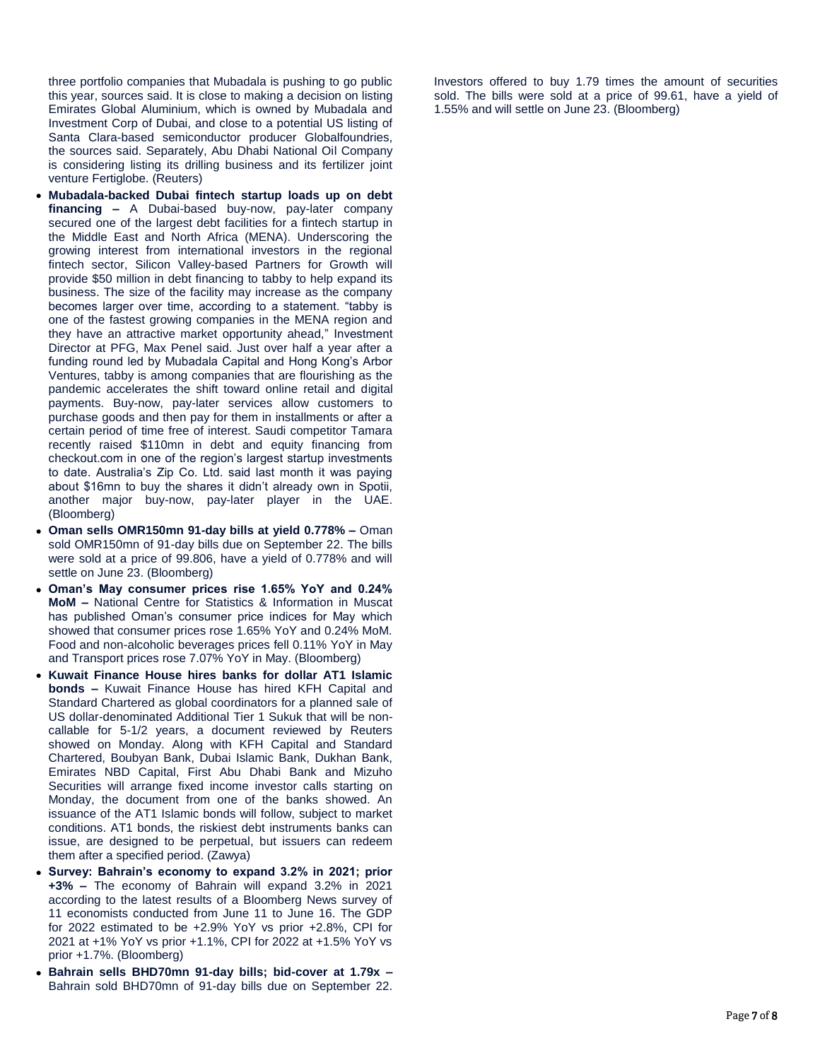three portfolio companies that Mubadala is pushing to go public this year, sources said. It is close to making a decision on listing Emirates Global Aluminium, which is owned by Mubadala and Investment Corp of Dubai, and close to a potential US listing of Santa Clara-based semiconductor producer Globalfoundries, the sources said. Separately, Abu Dhabi National Oil Company is considering listing its drilling business and its fertilizer joint venture Fertiglobe. (Reuters)

- **Mubadala-backed Dubai fintech startup loads up on debt financing –** A Dubai-based buy-now, pay-later company secured one of the largest debt facilities for a fintech startup in the Middle East and North Africa (MENA). Underscoring the growing interest from international investors in the regional fintech sector, Silicon Valley-based Partners for Growth will provide $50 million in debt financing to tabby to help expand its business. The size of the facility may increase as the company becomes larger over time, according to a statement. "tabby is one of the fastest growing companies in the MENA region and they have an attractive market opportunity ahead," Investment Director at PFG, Max Penel said. Just over half a year after a funding round led by Mubadala Capital and Hong Kong's Arbor Ventures, tabby is among companies that are flourishing as the pandemic accelerates the shift toward online retail and digital payments. Buy-now, pay-later services allow customers to purchase goods and then pay for them in installments or after a certain period of time free of interest. Saudi competitor Tamara recently raised $110mn in debt and equity financing from checkout.com in one of the region's largest startup investments to date. Australia's Zip Co. Ltd. said last month it was paying about $16mn to buy the shares it didn't already own in Spotii, another major buy-now, pay-later player in the UAE. (Bloomberg)
- **Oman sells OMR150mn 91-day bills at yield 0.778% –** Oman sold OMR150mn of 91-day bills due on September 22. The bills were sold at a price of 99.806, have a yield of 0.778% and will settle on June 23. (Bloomberg)
- **Oman's May consumer prices rise 1.65% YoY and 0.24% MoM –** National Centre for Statistics & Information in Muscat has published Oman's consumer price indices for May which showed that consumer prices rose 1.65% YoY and 0.24% MoM. Food and non-alcoholic beverages prices fell 0.11% YoY in May and Transport prices rose 7.07% YoY in May. (Bloomberg)
- **Kuwait Finance House hires banks for dollar AT1 Islamic bonds –** Kuwait Finance House has hired KFH Capital and Standard Chartered as global coordinators for a planned sale of US dollar-denominated Additional Tier 1 Sukuk that will be non-callable for 5-1/2 years, a document reviewed by Reuters showed on Monday. Along with KFH Capital and Standard Chartered, Boubyan Bank, Dubai Islamic Bank, Dukhan Bank, Emirates NBD Capital, First Abu Dhabi Bank and Mizuho Securities will arrange fixed income investor calls starting on Monday, the document from one of the banks showed. An issuance of the AT1 Islamic bonds will follow, subject to market conditions. AT1 bonds, the riskiest debt instruments banks can issue, are designed to be perpetual, but issuers can redeem them after a specified period. (Zawya)
- **Survey: Bahrain's economy to expand 3.2% in 2021; prior +3% –** The economy of Bahrain will expand 3.2% in 2021 according to the latest results of a Bloomberg News survey of 11 economists conducted from June 11 to June 16. The GDP for 2022 estimated to be +2.9% YoY vs prior +2.8%, CPI for 2021 at +1% YoY vs prior +1.1%, CPI for 2022 at +1.5% YoY vs prior +1.7%. (Bloomberg)
- **Bahrain sells BHD70mn 91-day bills; bid-cover at 1.79x –** Bahrain sold BHD70mn of 91-day bills due on September 22. Investors offered to buy 1.79 times the amount of securities sold. The bills were sold at a price of 99.61, have a yield of 1.55% and will settle on June 23. (Bloomberg)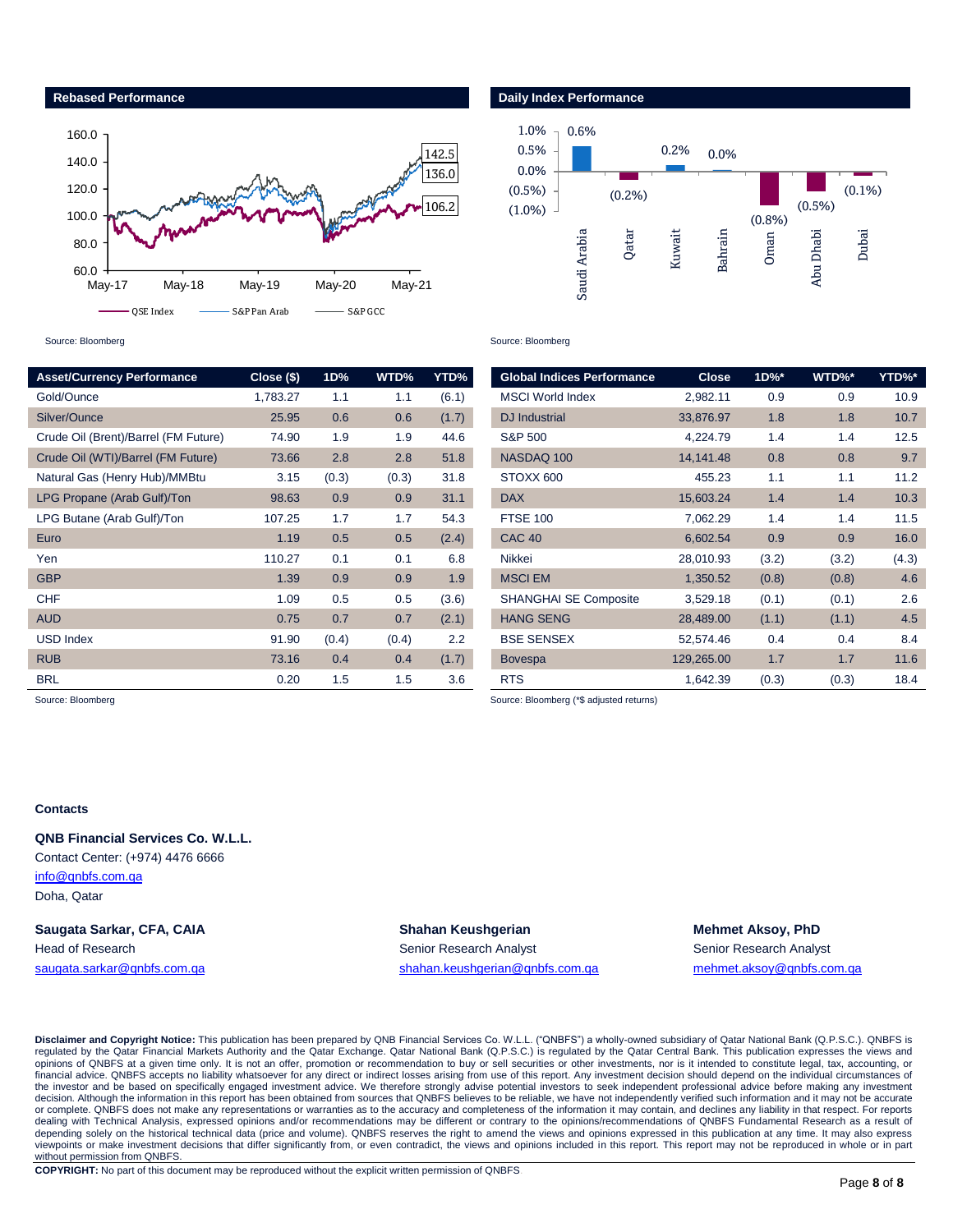**Rebased Performance**

160.0
140.0
120.0
100.0
80.0
60.0

May-17 May-18 May-19 May-20 May-21

142.5
136.0
106.2

QSE Index S&P Pan Arab S&P GCC

Source: Bloomberg

**Daily Index Performance**

1.0%
0.5%
0.0%
(0.5%)
(1.0%)

0.6% (0.2%) 0.2% 0.0% (0.8%) (0.5%) (0.1%)

Saudi Arabia Qatar Kuwait Bahrain Oman Abu Dhabi Dubai

Source: Bloomberg

| Asset/Currency Performance | Close ($) | 1D% | WTD% | YTD% |
|---|---|---|---|---|
| Gold/Ounce | 1,783.27 | 1.1 | 1.1 | (6.1) |
| Silver/Ounce | 25.95 | 0.6 | 0.6 | (1.7) |
| Crude Oil (Brent)/Barrel (FM Future) | 74.90 | 1.9 | 1.9 | 44.6 |
| Crude Oil (WTI)/Barrel (FM Future) | 73.66 | 2.8 | 2.8 | 51.8 |
| Natural Gas (Henry Hub)/MMBtu | 3.15 | (0.3) | (0.3) | 31.8 |
| LPG Propane (Arab Gulf)/Ton | 98.63 | 0.9 | 0.9 | 31.1 |
| LPG Butane (Arab Gulf)/Ton | 107.25 | 1.7 | 1.7 | 54.3 |
| Euro | 1.19 | 0.5 | 0.5 | (2.4) |
| Yen | 110.27 | 0.1 | 0.1 | 6.8 |
| GBP | 1.39 | 0.9 | 0.9 | 1.9 |
| CHF | 1.09 | 0.5 | 0.5 | (3.6) |
| AUD | 0.75 | 0.7 | 0.7 | (2.1) |
| USD Index | 91.90 | (0.4) | (0.4) | 2.2 |
| RUB | 73.16 | 0.4 | 0.4 | (1.7) |
| BRL | 0.20 | 1.5 | 1.5 | 3.6 |

Source: Bloomberg

| Global Indices Performance | Close | 1D%* | WTD%* | YTD%* |
|---|---|---|---|---|
| MSCI World Index | 2,982.11 | 0.9 | 0.9 | 10.9 |
| DJ Industrial | 33,876.97 | 1.8 | 1.8 | 10.7 |
| S&P 500 | 4,224.79 | 1.4 | 1.4 | 12.5 |
| NASDAQ 100 | 14,141.48 | 0.8 | 0.8 | 9.7 |
| STOXX 600 | 455.23 | 1.1 | 1.1 | 11.2 |
| DAX | 15,603.24 | 1.4 | 1.4 | 10.3 |
| FTSE 100 | 7,062.29 | 1.4 | 1.4 | 11.5 |
| CAC 40 | 6,602.54 | 0.9 | 0.9 | 16.0 |
| Nikkei | 28,010.93 | (3.2) | (3.2) | (4.3) |
| MSCI EM | 1,350.52 | (0.8) | (0.8) | 4.6 |
| SHANGHAI SE Composite | 3,529.18 | (0.1) | (0.1) | 2.6 |
| HANG SENG | 28,489.00 | (1.1) | (1.1) | 4.5 |
| BSE SENSEX | 52,574.46 | 0.4 | 0.4 | 8.4 |
| Bovespa | 129,265.00 | 1.7 | 1.7 | 11.6 |
| RTS | 1,642.39 | (0.3) | (0.3) | 18.4 |

Source: Bloomberg (*$ adjusted returns)

**Contacts**

**QNB Financial Services Co. W.L.L.**
Contact Center: (+974) 4476 6666
info@qnbfs.com.qa
Doha, Qatar

**Saugata Sarkar, CFA, CAIA**
Head of Research
saugata.sarkar@qnbfs.com.qa

**Shahan Keushgerian**
Senior Research Analyst
shahan.keushgerian@qnbfs.com.qa

**Mehmet Aksoy, PhD**
Senior Research Analyst
mehmet.aksoy@qnbfs.com.qa

**Disclaimer and Copyright Notice:** This publication has been prepared by QNB Financial Services Co. W.L.L. ("QNBFS") a wholly-owned subsidiary of Qatar National Bank (Q.P.S.C.). QNBFS is regulated by the Qatar Financial Markets Authority and the Qatar Exchange. Qatar National Bank (Q.P.S.C.) is regulated by the Qatar Central Bank. This publication expresses the views and opinions of QNBFS at a given time only. It is not an offer, promotion or recommendation to buy or sell securities or other investments, nor is it intended to constitute legal, tax, accounting, or financial advice. QNBFS accepts no liability whatsoever for any direct or indirect losses arising from use of this report. Any investment decision should depend on the individual circumstances of the investor and be based on specifically engaged investment advice. We therefore strongly advise potential investors to seek independent professional advice before making any investment decision. Although the information in this report has been obtained from sources that QNBFS believes to be reliable, we have not independently verified such information and it may not be accurate or complete. QNBFS does not make any representations or warranties as to the accuracy and completeness of the information it may contain, and declines any liability in that respect. For reports dealing with Technical Analysis, expressed opinions and/or recommendations may be different or contrary to the opinions/recommendations of QNBFS Fundamental Research as a result of depending solely on the historical technical data (price and volume). QNBFS reserves the right to amend the views and opinions expressed in this publication at any time. It may also express viewpoints or make investment decisions that differ significantly from, or even contradict, the views and opinions included in this report. This report may not be reproduced in whole or in part without permission from QNBFS.

**COPYRIGHT:** No part of this document may be reproduced without the explicit written permission of QNBFS.